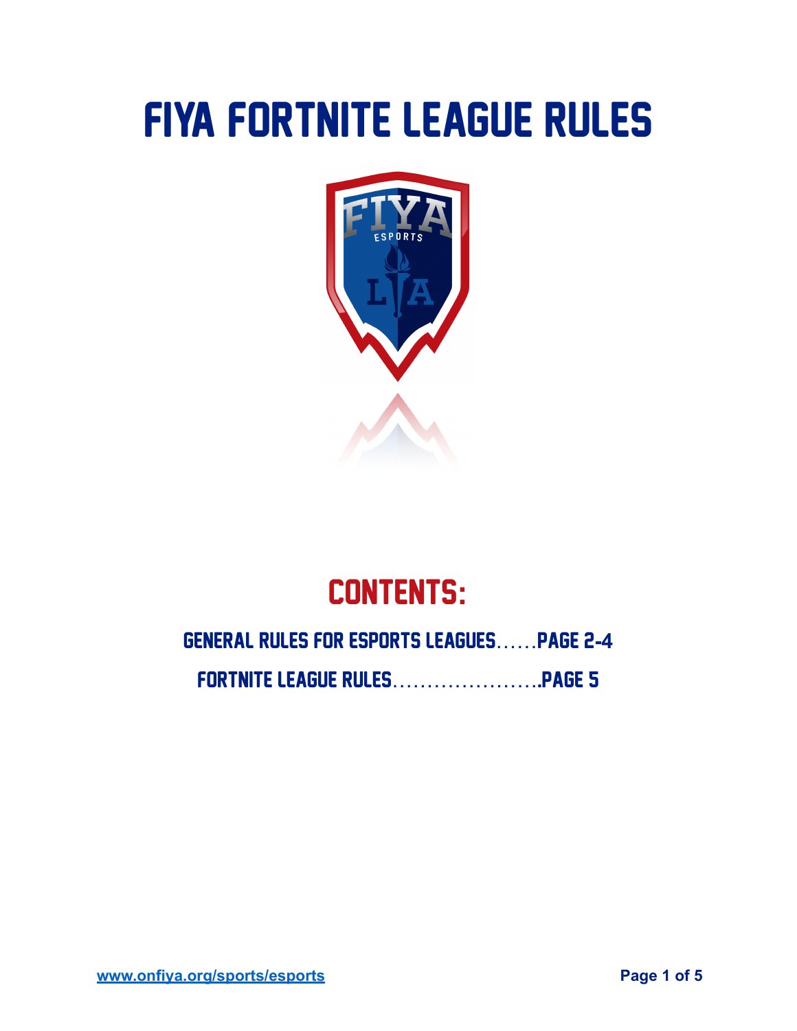# FIYA FORTNITE LEAGUE RULES

## CONTENTS:

GENERAL RULES FOR ESPORTS LEAGUES……PAGE 2-4

FORTNITE LEAGUE RULES…………………..PAGE 5

[www.onfiya.org/sports/esports](http://www.onfiya.org/sports/esports)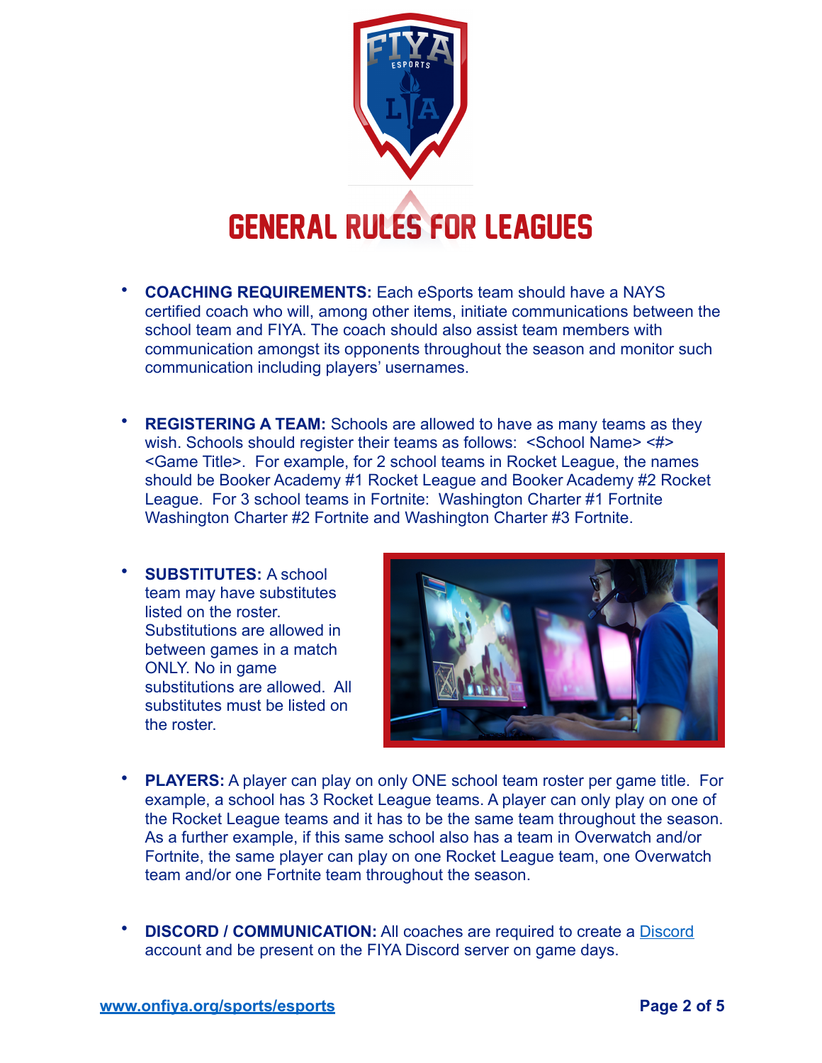# GENERAL RULES FOR LEAGUES

- **COACHING REQUIREMENTS:** Each eSports team should have a NAYS certified coach who will, among other items, initiate communications between the school team and FIYA. The coach should also assist team members with communication amongst its opponents throughout the season and monitor such communication including players' usernames.

- **REGISTERING A TEAM:** Schools are allowed to have as many teams as they wish. Schools should register their teams as follows: <School Name> <#> <Game Title>. For example, for 2 school teams in Rocket League, the names should be Booker Academy #1 Rocket League and Booker Academy #2 Rocket League. For 3 school teams in Fortnite: Washington Charter #1 Fortnite Washington Charter #2 Fortnite and Washington Charter #3 Fortnite.

- **SUBSTITUTES:** A school team may have substitutes listed on the roster. Substitutions are allowed in between games in a match ONLY. No in game substitutions are allowed. All substitutes must be listed on the roster.

- **PLAYERS:** A player can play on only ONE school team roster per game title. For example, a school has 3 Rocket League teams. A player can only play on one of the Rocket League teams and it has to be the same team throughout the season. As a further example, if this same school also has a team in Overwatch and/or Fortnite, the same player can play on one Rocket League team, one Overwatch team and/or one Fortnite team throughout the season.

- **DISCORD / COMMUNICATION:** All coaches are required to create a Discord account and be present on the FIYA Discord server on game days.

www.onfiya.org/sports/esports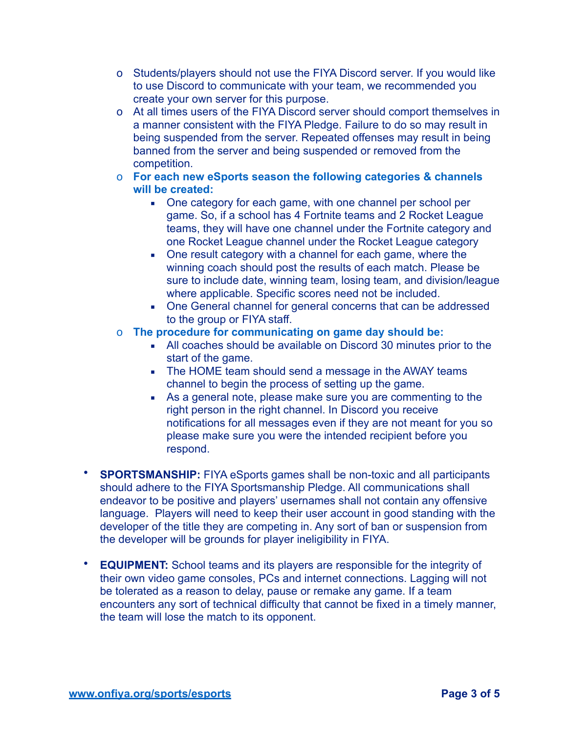- Students/players should not use the FIYA Discord server. If you would like to use Discord to communicate with your team, we recommended you create your own server for this purpose.
  - At all times users of the FIYA Discord server should comport themselves in a manner consistent with the FIYA Pledge. Failure to do so may result in being suspended from the server. Repeated offenses may result in being banned from the server and being suspended or removed from the competition.
  - **For each new eSports season the following categories & channels will be created:**
    - One category for each game, with one channel per school per game. So, if a school has 4 Fortnite teams and 2 Rocket League teams, they will have one channel under the Fortnite category and one Rocket League channel under the Rocket League category
    - One result category with a channel for each game, where the winning coach should post the results of each match. Please be sure to include date, winning team, losing team, and division/league where applicable. Specific scores need not be included.
    - One General channel for general concerns that can be addressed to the group or FIYA staff.
  - **The procedure for communicating on game day should be:**
    - All coaches should be available on Discord 30 minutes prior to the start of the game.
    - The HOME team should send a message in the AWAY teams channel to begin the process of setting up the game.
    - As a general note, please make sure you are commenting to the right person in the right channel. In Discord you receive notifications for all messages even if they are not meant for you so please make sure you were the intended recipient before you respond.

- **SPORTSMANSHIP:** FIYA eSports games shall be non-toxic and all participants should adhere to the FIYA Sportsmanship Pledge. All communications shall endeavor to be positive and players' usernames shall not contain any offensive language. Players will need to keep their user account in good standing with the developer of the title they are competing in. Any sort of ban or suspension from the developer will be grounds for player ineligibility in FIYA.

- **EQUIPMENT:** School teams and its players are responsible for the integrity of their own video game consoles, PCs and internet connections. Lagging will not be tolerated as a reason to delay, pause or remake any game. If a team encounters any sort of technical difficulty that cannot be fixed in a timely manner, the team will lose the match to its opponent.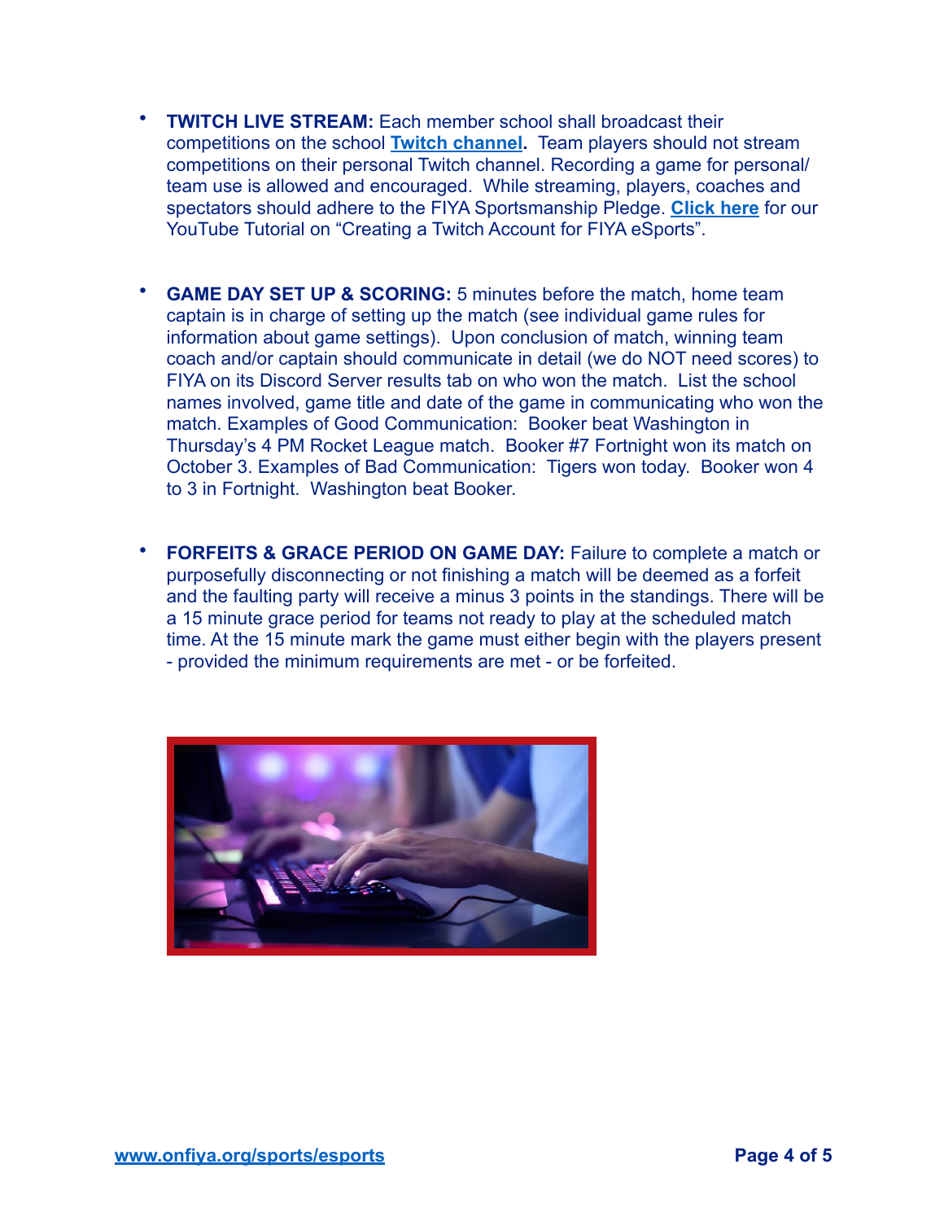- **TWITCH LIVE STREAM:** Each member school shall broadcast their competitions on the school **Twitch channel**. Team players should not stream competitions on their personal Twitch channel. Recording a game for personal/team use is allowed and encouraged. While streaming, players, coaches and spectators should adhere to the FIYA Sportsmanship Pledge. **Click here** for our YouTube Tutorial on "Creating a Twitch Account for FIYA eSports".

- **GAME DAY SET UP & SCORING:** 5 minutes before the match, home team captain is in charge of setting up the match (see individual game rules for information about game settings). Upon conclusion of match, winning team coach and/or captain should communicate in detail (we do NOT need scores) to FIYA on its Discord Server results tab on who won the match. List the school names involved, game title and date of the game in communicating who won the match. Examples of Good Communication: Booker beat Washington in Thursday's 4 PM Rocket League match. Booker #7 Fortnight won its match on October 3. Examples of Bad Communication: Tigers won today. Booker won 4 to 3 in Fortnight. Washington beat Booker.

- **FORFEITS & GRACE PERIOD ON GAME DAY:** Failure to complete a match or purposefully disconnecting or not finishing a match will be deemed as a forfeit and the faulting party will receive a minus 3 points in the standings. There will be a 15 minute grace period for teams not ready to play at the scheduled match time. At the 15 minute mark the game must either begin with the players present - provided the minimum requirements are met - or be forfeited.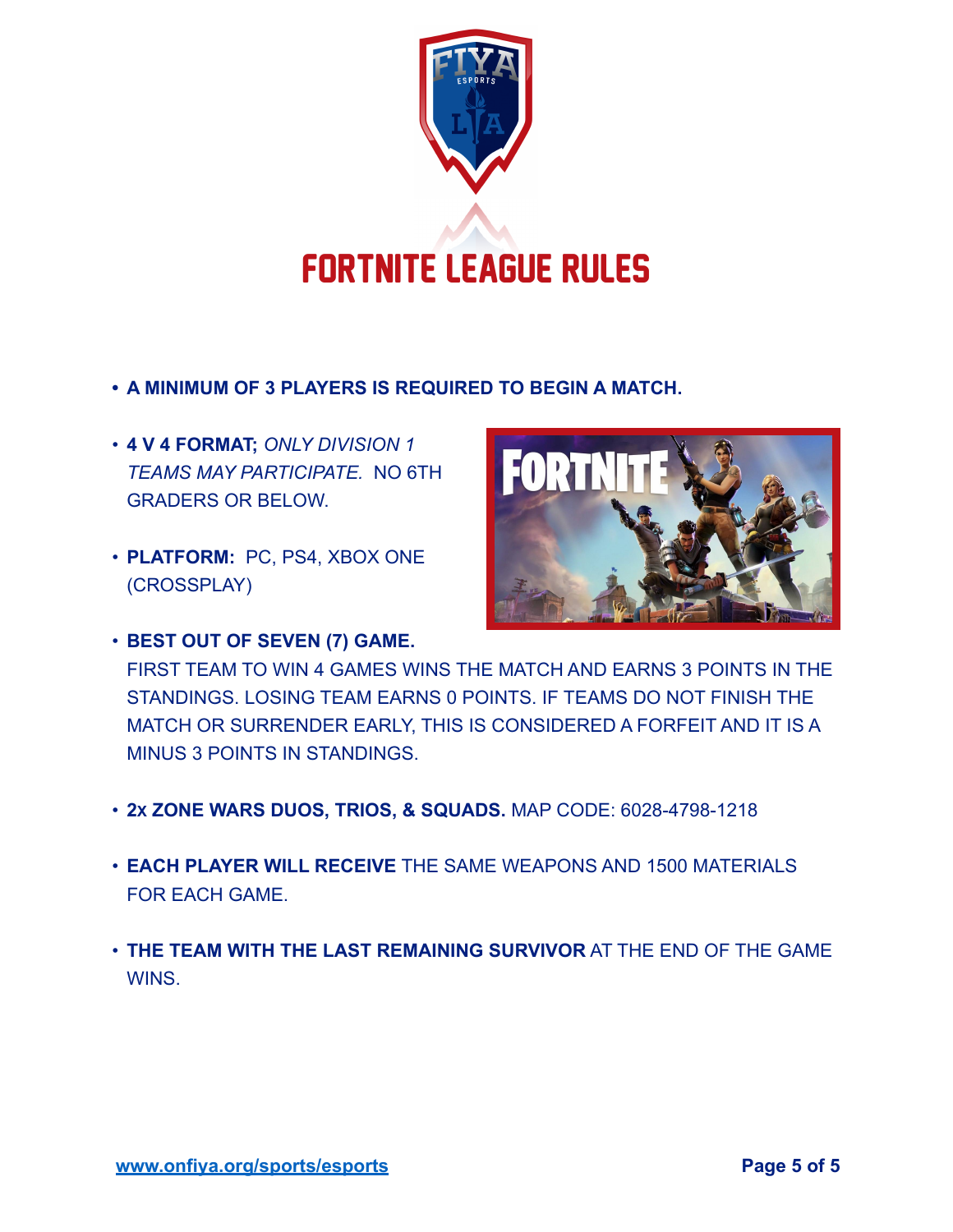# FORTNITE LEAGUE RULES

- **A MINIMUM OF 3 PLAYERS IS REQUIRED TO BEGIN A MATCH.**
- **4 V 4 FORMAT;** *ONLY DIVISION 1 TEAMS MAY PARTICIPATE.* NO 6TH GRADERS OR BELOW.
- **PLATFORM:** PC, PS4, XBOX ONE (CROSSPLAY)
- **BEST OUT OF SEVEN (7) GAME.** FIRST TEAM TO WIN 4 GAMES WINS THE MATCH AND EARNS 3 POINTS IN THE STANDINGS. LOSING TEAM EARNS 0 POINTS. IF TEAMS DO NOT FINISH THE MATCH OR SURRENDER EARLY, THIS IS CONSIDERED A FORFEIT AND IT IS A MINUS 3 POINTS IN STANDINGS.
- **2x ZONE WARS DUOS, TRIOS, & SQUADS.** MAP CODE: 6028-4798-1218
- **EACH PLAYER WILL RECEIVE** THE SAME WEAPONS AND 1500 MATERIALS FOR EACH GAME.
- **THE TEAM WITH THE LAST REMAINING SURVIVOR** AT THE END OF THE GAME WINS.

[www.onfiya.org/sports/esports](http://www.onfiya.org/sports/esports)